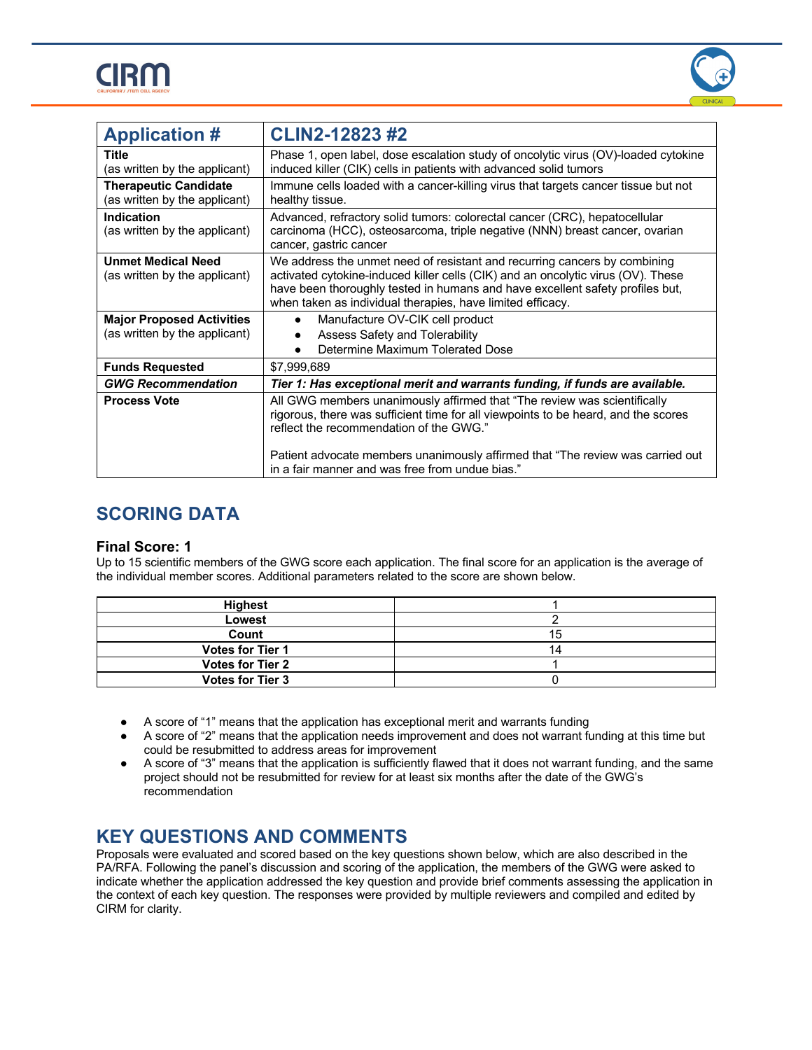| Application # | CLIN2-12823 #2 |
|---|---|
| **Title** (as written by the applicant) | Phase 1, open label, dose escalation study of oncolytic virus (OV)-loaded cytokine induced killer (CIK) cells in patients with advanced solid tumors |
| **Therapeutic Candidate** (as written by the applicant) | Immune cells loaded with a cancer-killing virus that targets cancer tissue but not healthy tissue. |
| **Indication** (as written by the applicant) | Advanced, refractory solid tumors: colorectal cancer (CRC), hepatocellular carcinoma (HCC), osteosarcoma, triple negative (NNN) breast cancer, ovarian cancer, gastric cancer |
| **Unmet Medical Need** (as written by the applicant) | We address the unmet need of resistant and recurring cancers by combining activated cytokine-induced killer cells (CIK) and an oncolytic virus (OV). These have been thoroughly tested in humans and have excellent safety profiles but, when taken as individual therapies, have limited efficacy. |
| **Major Proposed Activities** (as written by the applicant) | • Manufacture OV-CIK cell product<br>• Assess Safety and Tolerability<br>• Determine Maximum Tolerated Dose |
| **Funds Requested** | $7,999,689 |
| ***GWG Recommendation*** | ***Tier 1: Has exceptional merit and warrants funding, if funds are available.*** |
| **Process Vote** | All GWG members unanimously affirmed that "The review was scientifically rigorous, there was sufficient time for all viewpoints to be heard, and the scores reflect the recommendation of the GWG."<br><br>Patient advocate members unanimously affirmed that "The review was carried out in a fair manner and was free from undue bias." |

## SCORING DATA

### Final Score: 1

Up to 15 scientific members of the GWG score each application. The final score for an application is the average of the individual member scores. Additional parameters related to the score are shown below.

| | |
|---|---|
| **Highest** | 1 |
| **Lowest** | 2 |
| **Count** | 15 |
| **Votes for Tier 1** | 14 |
| **Votes for Tier 2** | 1 |
| **Votes for Tier 3** | 0 |

- A score of "1" means that the application has exceptional merit and warrants funding
- A score of "2" means that the application needs improvement and does not warrant funding at this time but could be resubmitted to address areas for improvement
- A score of "3" means that the application is sufficiently flawed that it does not warrant funding, and the same project should not be resubmitted for review for at least six months after the date of the GWG's recommendation

## KEY QUESTIONS AND COMMENTS

Proposals were evaluated and scored based on the key questions shown below, which are also described in the PA/RFA. Following the panel's discussion and scoring of the application, the members of the GWG were asked to indicate whether the application addressed the key question and provide brief comments assessing the application in the context of each key question. The responses were provided by multiple reviewers and compiled and edited by CIRM for clarity.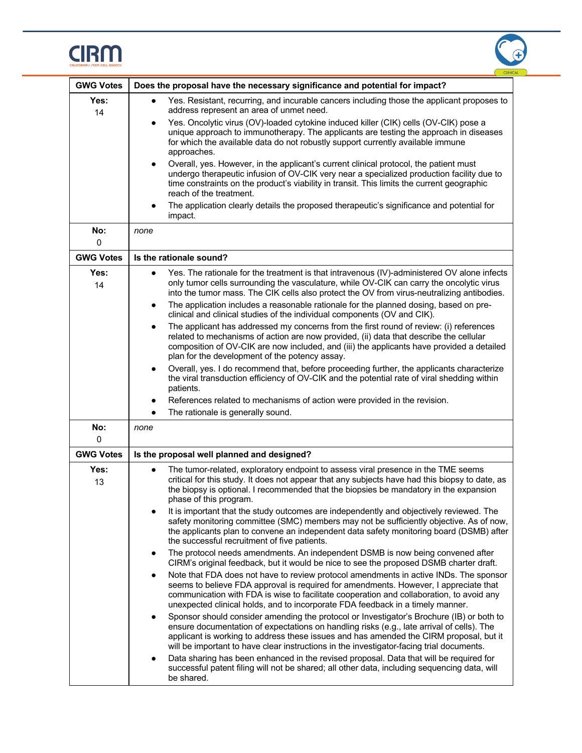| GWG Votes | Does the proposal have the necessary significance and potential for impact? |
|---|---|
| **Yes:** 14 | • Yes. Resistant, recurring, and incurable cancers including those the applicant proposes to address represent an area of unmet need.<br>• Yes. Oncolytic virus (OV)-loaded cytokine induced killer (CIK) cells (OV-CIK) pose a unique approach to immunotherapy. The applicants are testing the approach in diseases for which the available data do not robustly support currently available immune approaches.<br>• Overall, yes. However, in the applicant's current clinical protocol, the patient must undergo therapeutic infusion of OV-CIK very near a specialized production facility due to time constraints on the product's viability in transit. This limits the current geographic reach of the treatment.<br>• The application clearly details the proposed therapeutic's significance and potential for impact. |
| **No:** 0 | *none* |
| **GWG Votes** | **Is the rationale sound?** |
| **Yes:** 14 | • Yes. The rationale for the treatment is that intravenous (IV)-administered OV alone infects only tumor cells surrounding the vasculature, while OV-CIK can carry the oncolytic virus into the tumor mass. The CIK cells also protect the OV from virus-neutralizing antibodies.<br>• The application includes a reasonable rationale for the planned dosing, based on pre-clinical and clinical studies of the individual components (OV and CIK).<br>• The applicant has addressed my concerns from the first round of review: (i) references related to mechanisms of action are now provided, (ii) data that describe the cellular composition of OV-CIK are now included, and (iii) the applicants have provided a detailed plan for the development of the potency assay.<br>• Overall, yes. I do recommend that, before proceeding further, the applicants characterize the viral transduction efficiency of OV-CIK and the potential rate of viral shedding within patients.<br>• References related to mechanisms of action were provided in the revision.<br>• The rationale is generally sound. |
| **No:** 0 | *none* |
| **GWG Votes** | **Is the proposal well planned and designed?** |
| **Yes:** 13 | • The tumor-related, exploratory endpoint to assess viral presence in the TME seems critical for this study. It does not appear that any subjects have had this biopsy to date, as the biopsy is optional. I recommended that the biopsies be mandatory in the expansion phase of this program.<br>• It is important that the study outcomes are independently and objectively reviewed. The safety monitoring committee (SMC) members may not be sufficiently objective. As of now, the applicants plan to convene an independent data safety monitoring board (DSMB) after the successful recruitment of five patients.<br>• The protocol needs amendments. An independent DSMB is now being convened after CIRM's original feedback, but it would be nice to see the proposed DSMB charter draft.<br>• Note that FDA does not have to review protocol amendments in active INDs. The sponsor seems to believe FDA approval is required for amendments. However, I appreciate that communication with FDA is wise to facilitate cooperation and collaboration, to avoid any unexpected clinical holds, and to incorporate FDA feedback in a timely manner.<br>• Sponsor should consider amending the protocol or Investigator's Brochure (IB) or both to ensure documentation of expectations on handling risks (e.g., late arrival of cells). The applicant is working to address these issues and has amended the CIRM proposal, but it will be important to have clear instructions in the investigator-facing trial documents.<br>• Data sharing has been enhanced in the revised proposal. Data that will be required for successful patent filing will not be shared; all other data, including sequencing data, will be shared. |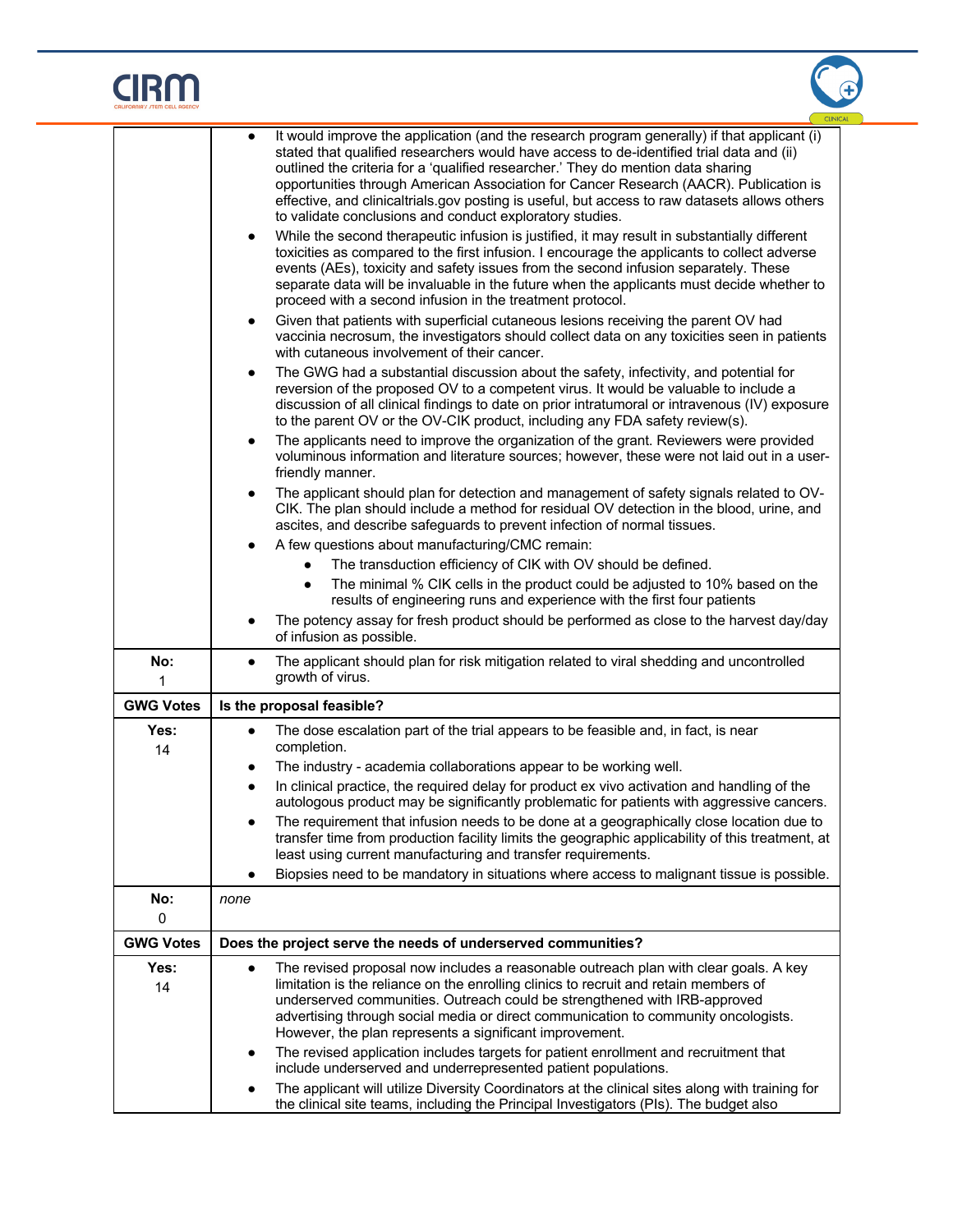| | |
|---|---|
| | • It would improve the application (and the research program generally) if that applicant (i) stated that qualified researchers would have access to de-identified trial data and (ii) outlined the criteria for a 'qualified researcher.' They do mention data sharing opportunities through American Association for Cancer Research (AACR). Publication is effective, and clinicaltrials.gov posting is useful, but access to raw datasets allows others to validate conclusions and conduct exploratory studies.<br>• While the second therapeutic infusion is justified, it may result in substantially different toxicities as compared to the first infusion. I encourage the applicants to collect adverse events (AEs), toxicity and safety issues from the second infusion separately. These separate data will be invaluable in the future when the applicants must decide whether to proceed with a second infusion in the treatment protocol.<br>• Given that patients with superficial cutaneous lesions receiving the parent OV had vaccinia necrosum, the investigators should collect data on any toxicities seen in patients with cutaneous involvement of their cancer.<br>• The GWG had a substantial discussion about the safety, infectivity, and potential for reversion of the proposed OV to a competent virus. It would be valuable to include a discussion of all clinical findings to date on prior intratumoral or intravenous (IV) exposure to the parent OV or the OV-CIK product, including any FDA safety review(s).<br>• The applicants need to improve the organization of the grant. Reviewers were provided voluminous information and literature sources; however, these were not laid out in a user-friendly manner.<br>• The applicant should plan for detection and management of safety signals related to OV-CIK. The plan should include a method for residual OV detection in the blood, urine, and ascites, and describe safeguards to prevent infection of normal tissues.<br>• A few questions about manufacturing/CMC remain:<br>&nbsp;&nbsp;&nbsp;&nbsp;• The transduction efficiency of CIK with OV should be defined.<br>&nbsp;&nbsp;&nbsp;&nbsp;• The minimal % CIK cells in the product could be adjusted to 10% based on the results of engineering runs and experience with the first four patients<br>• The potency assay for fresh product should be performed as close to the harvest day/day of infusion as possible. |
| **No:** 1 | • The applicant should plan for risk mitigation related to viral shedding and uncontrolled growth of virus. |
| **GWG Votes** | **Is the proposal feasible?** |
| **Yes:** 14 | • The dose escalation part of the trial appears to be feasible and, in fact, is near completion.<br>• The industry - academia collaborations appear to be working well.<br>• In clinical practice, the required delay for product ex vivo activation and handling of the autologous product may be significantly problematic for patients with aggressive cancers.<br>• The requirement that infusion needs to be done at a geographically close location due to transfer time from production facility limits the geographic applicability of this treatment, at least using current manufacturing and transfer requirements.<br>• Biopsies need to be mandatory in situations where access to malignant tissue is possible. |
| **No:** 0 | *none* |
| **GWG Votes** | **Does the project serve the needs of underserved communities?** |
| **Yes:** 14 | • The revised proposal now includes a reasonable outreach plan with clear goals. A key limitation is the reliance on the enrolling clinics to recruit and retain members of underserved communities. Outreach could be strengthened with IRB-approved advertising through social media or direct communication to community oncologists. However, the plan represents a significant improvement.<br>• The revised application includes targets for patient enrollment and recruitment that include underserved and underrepresented patient populations.<br>• The applicant will utilize Diversity Coordinators at the clinical sites along with training for the clinical site teams, including the Principal Investigators (PIs). The budget also |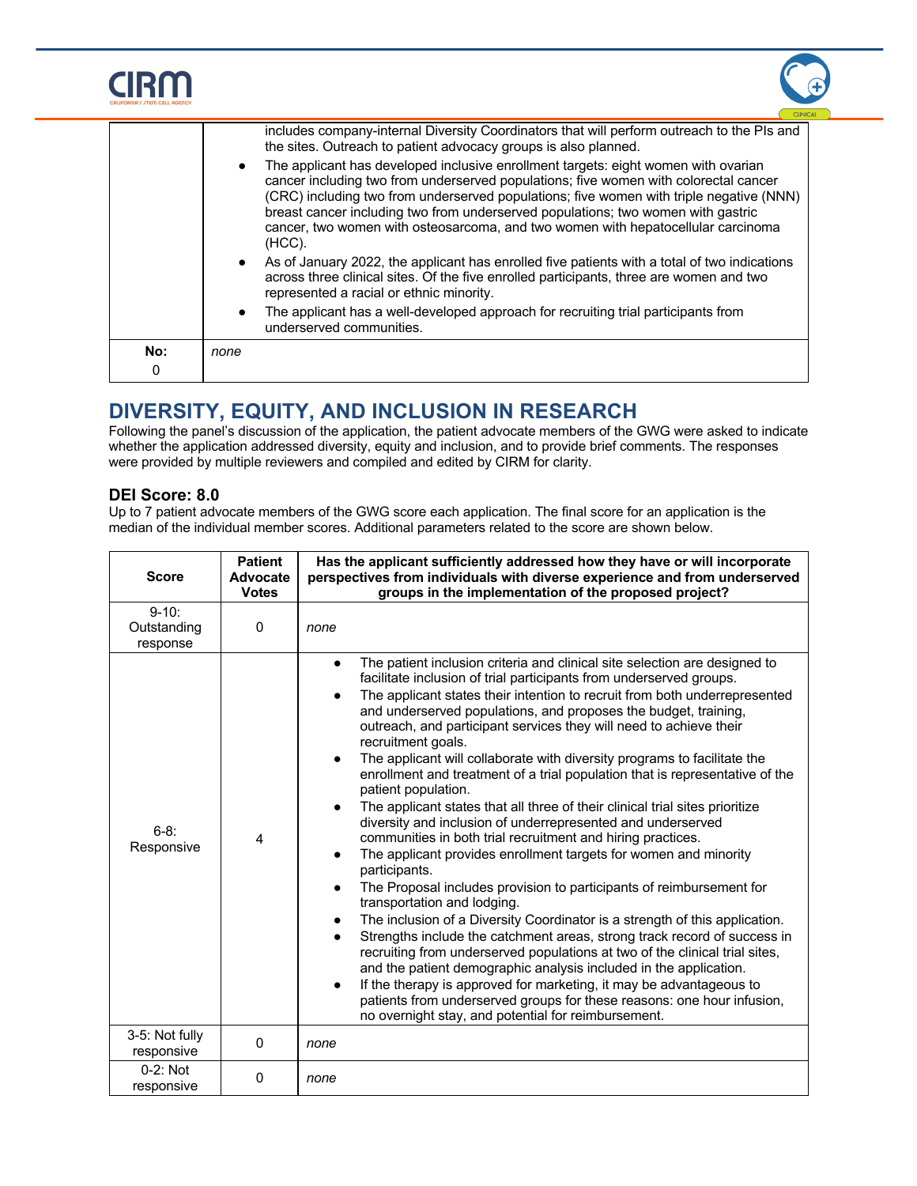| | |
|---|---|
| | includes company-internal Diversity Coordinators that will perform outreach to the PIs and the sites. Outreach to patient advocacy groups is also planned.<br>• The applicant has developed inclusive enrollment targets: eight women with ovarian cancer including two from underserved populations; five women with colorectal cancer (CRC) including two from underserved populations; five women with triple negative (NNN) breast cancer including two from underserved populations; two women with gastric cancer, two women with osteosarcoma, and two women with hepatocellular carcinoma (HCC).<br>• As of January 2022, the applicant has enrolled five patients with a total of two indications across three clinical sites. Of the five enrolled participants, three are women and two represented a racial or ethnic minority.<br>• The applicant has a well-developed approach for recruiting trial participants from underserved communities. |
| **No:** 0 | *none* |

## DIVERSITY, EQUITY, AND INCLUSION IN RESEARCH

Following the panel's discussion of the application, the patient advocate members of the GWG were asked to indicate whether the application addressed diversity, equity and inclusion, and to provide brief comments. The responses were provided by multiple reviewers and compiled and edited by CIRM for clarity.

### DEI Score: 8.0

Up to 7 patient advocate members of the GWG score each application. The final score for an application is the median of the individual member scores. Additional parameters related to the score are shown below.

| Score | Patient Advocate Votes | Has the applicant sufficiently addressed how they have or will incorporate perspectives from individuals with diverse experience and from underserved groups in the implementation of the proposed project? |
|---|---|---|
| 9-10: Outstanding response | 0 | *none* |
| 6-8: Responsive | 4 | • The patient inclusion criteria and clinical site selection are designed to facilitate inclusion of trial participants from underserved groups.<br>• The applicant states their intention to recruit from both underrepresented and underserved populations, and proposes the budget, training, outreach, and participant services they will need to achieve their recruitment goals.<br>• The applicant will collaborate with diversity programs to facilitate the enrollment and treatment of a trial population that is representative of the patient population.<br>• The applicant states that all three of their clinical trial sites prioritize diversity and inclusion of underrepresented and underserved communities in both trial recruitment and hiring practices.<br>• The applicant provides enrollment targets for women and minority participants.<br>• The Proposal includes provision to participants of reimbursement for transportation and lodging.<br>• The inclusion of a Diversity Coordinator is a strength of this application.<br>• Strengths include the catchment areas, strong track record of success in recruiting from underserved populations at two of the clinical trial sites, and the patient demographic analysis included in the application.<br>• If the therapy is approved for marketing, it may be advantageous to patients from underserved groups for these reasons: one hour infusion, no overnight stay, and potential for reimbursement. |
| 3-5: Not fully responsive | 0 | *none* |
| 0-2: Not responsive | 0 | *none* |